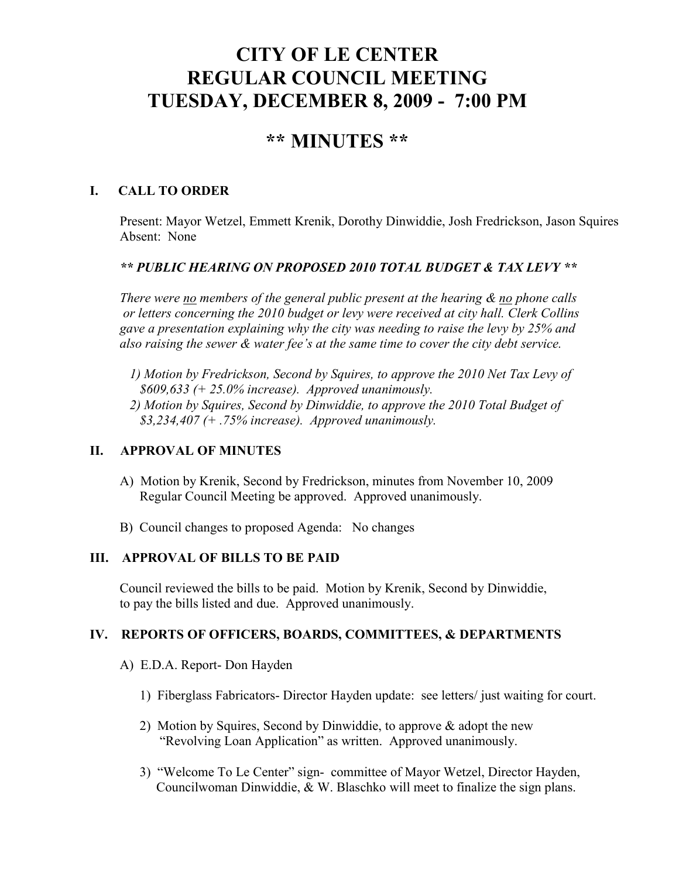# CITY OF LE CENTER
# REGULAR COUNCIL MEETING
# TUESDAY, DECEMBER 8, 2009 - 7:00 PM

# ** MINUTES **

## I. CALL TO ORDER

Present: Mayor Wetzel, Emmett Krenik, Dorothy Dinwiddie, Josh Fredrickson, Jason Squires
Absent: None

***\*\* PUBLIC HEARING ON PROPOSED 2010 TOTAL BUDGET & TAX LEVY \*\****

*There were no members of the general public present at the hearing & no phone calls or letters concerning the 2010 budget or levy were received at city hall. Clerk Collins gave a presentation explaining why the city was needing to raise the levy by 25% and also raising the sewer & water fee's at the same time to cover the city debt service.*

*1) Motion by Fredrickson, Second by Squires, to approve the 2010 Net Tax Levy of $609,633 (+ 25.0% increase). Approved unanimously.*
*2) Motion by Squires, Second by Dinwiddie, to approve the 2010 Total Budget of $3,234,407 (+ .75% increase). Approved unanimously.*

## II. APPROVAL OF MINUTES

A) Motion by Krenik, Second by Fredrickson, minutes from November 10, 2009 Regular Council Meeting be approved. Approved unanimously.

B) Council changes to proposed Agenda: No changes

## III. APPROVAL OF BILLS TO BE PAID

Council reviewed the bills to be paid. Motion by Krenik, Second by Dinwiddie, to pay the bills listed and due. Approved unanimously.

## IV. REPORTS OF OFFICERS, BOARDS, COMMITTEES, & DEPARTMENTS

A) E.D.A. Report- Don Hayden

1) Fiberglass Fabricators- Director Hayden update: see letters/ just waiting for court.

2) Motion by Squires, Second by Dinwiddie, to approve & adopt the new "Revolving Loan Application" as written. Approved unanimously.

3) "Welcome To Le Center" sign- committee of Mayor Wetzel, Director Hayden, Councilwoman Dinwiddie, & W. Blaschko will meet to finalize the sign plans.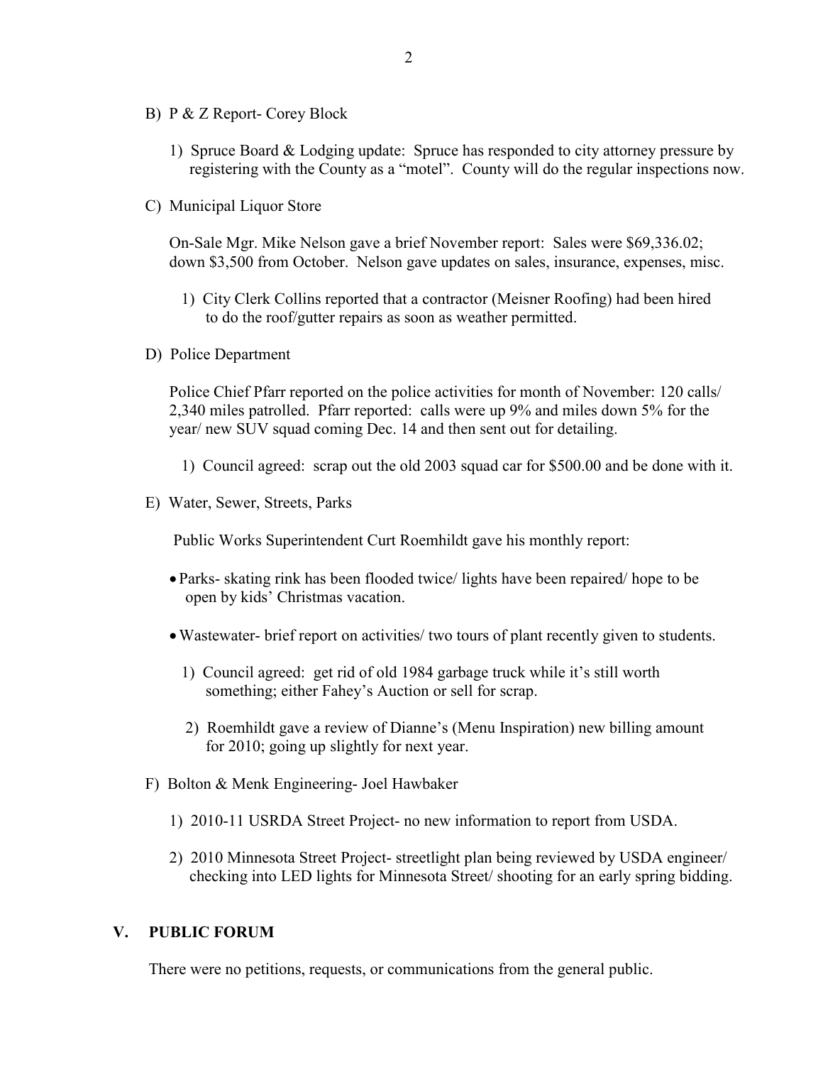B) P & Z Report- Corey Block

1) Spruce Board & Lodging update: Spruce has responded to city attorney pressure by registering with the County as a "motel". County will do the regular inspections now.

C) Municipal Liquor Store

On-Sale Mgr. Mike Nelson gave a brief November report: Sales were $69,336.02; down $3,500 from October. Nelson gave updates on sales, insurance, expenses, misc.

1) City Clerk Collins reported that a contractor (Meisner Roofing) had been hired to do the roof/gutter repairs as soon as weather permitted.

D) Police Department

Police Chief Pfarr reported on the police activities for month of November: 120 calls/ 2,340 miles patrolled. Pfarr reported: calls were up 9% and miles down 5% for the year/ new SUV squad coming Dec. 14 and then sent out for detailing.

1) Council agreed: scrap out the old 2003 squad car for $500.00 and be done with it.

E) Water, Sewer, Streets, Parks

Public Works Superintendent Curt Roemhildt gave his monthly report:

- Parks- skating rink has been flooded twice/ lights have been repaired/ hope to be open by kids' Christmas vacation.
- Wastewater- brief report on activities/ two tours of plant recently given to students.

1) Council agreed: get rid of old 1984 garbage truck while it's still worth something; either Fahey's Auction or sell for scrap.

2) Roemhildt gave a review of Dianne's (Menu Inspiration) new billing amount for 2010; going up slightly for next year.

F) Bolton & Menk Engineering- Joel Hawbaker

1) 2010-11 USRDA Street Project- no new information to report from USDA.

2) 2010 Minnesota Street Project- streetlight plan being reviewed by USDA engineer/ checking into LED lights for Minnesota Street/ shooting for an early spring bidding.

## V. PUBLIC FORUM

There were no petitions, requests, or communications from the general public.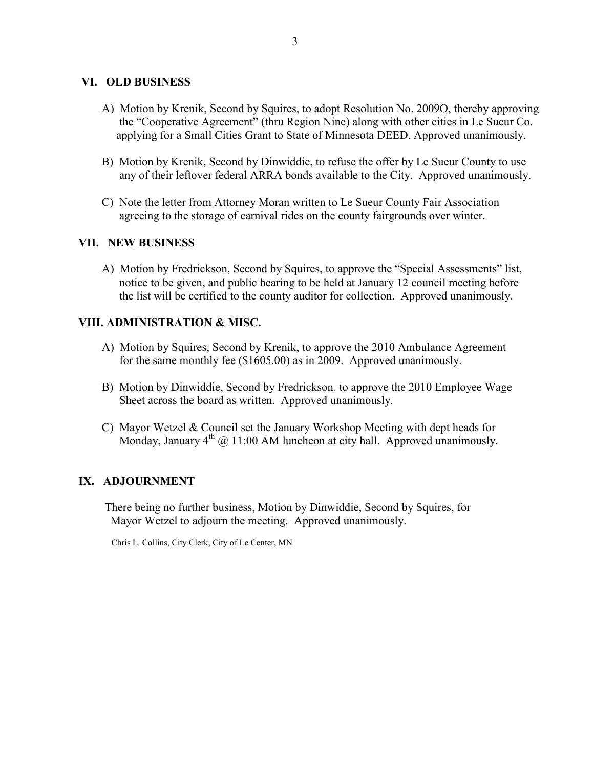## VI. OLD BUSINESS

A) Motion by Krenik, Second by Squires, to adopt Resolution No. 2009O, thereby approving the "Cooperative Agreement" (thru Region Nine) along with other cities in Le Sueur Co. applying for a Small Cities Grant to State of Minnesota DEED. Approved unanimously.

B) Motion by Krenik, Second by Dinwiddie, to refuse the offer by Le Sueur County to use any of their leftover federal ARRA bonds available to the City. Approved unanimously.

C) Note the letter from Attorney Moran written to Le Sueur County Fair Association agreeing to the storage of carnival rides on the county fairgrounds over winter.

## VII. NEW BUSINESS

A) Motion by Fredrickson, Second by Squires, to approve the "Special Assessments" list, notice to be given, and public hearing to be held at January 12 council meeting before the list will be certified to the county auditor for collection. Approved unanimously.

## VIII. ADMINISTRATION & MISC.

A) Motion by Squires, Second by Krenik, to approve the 2010 Ambulance Agreement for the same monthly fee ($1605.00) as in 2009. Approved unanimously.

B) Motion by Dinwiddie, Second by Fredrickson, to approve the 2010 Employee Wage Sheet across the board as written. Approved unanimously.

C) Mayor Wetzel & Council set the January Workshop Meeting with dept heads for Monday, January 4th @ 11:00 AM luncheon at city hall. Approved unanimously.

## IX. ADJOURNMENT

There being no further business, Motion by Dinwiddie, Second by Squires, for Mayor Wetzel to adjourn the meeting. Approved unanimously.

Chris L. Collins, City Clerk, City of Le Center, MN